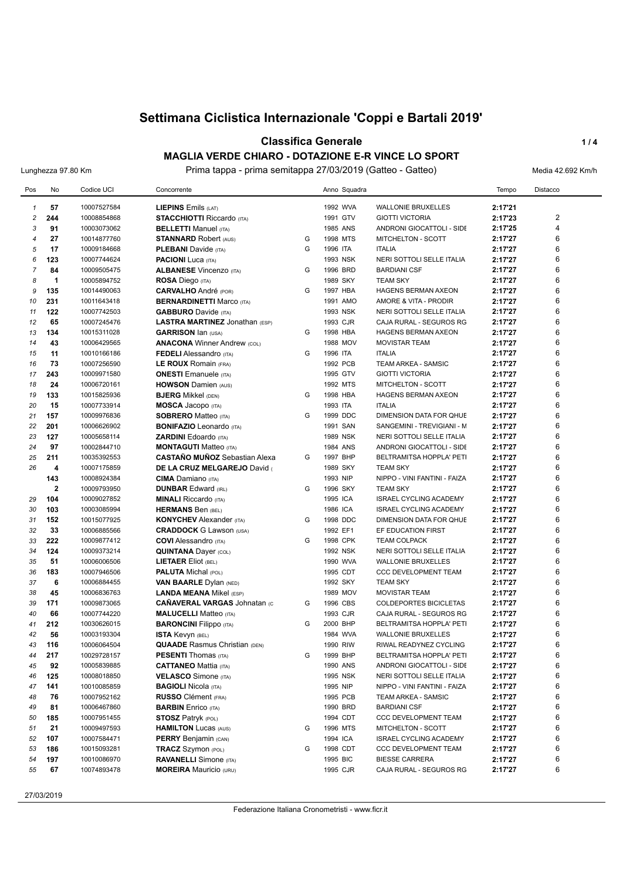# Settimana Ciclistica Internazionale 'Coppi e Bartali 2019'

## Classifica Generale

### MAGLIA VERDE CHIARO - DOTAZIONE E-R VINCE LO SPORT

Lunghezza 97.80 Km — Prima tappa - prima semitappa 27/03/2019 (Gatteo - Gatteo) — Media 42.692 Km/h

| Pos | No | Codice UCI | Concorrente | | Anno | Squadra | | Tempo | Distacco |
|---|---|---|---|---|---|---|---|---|---|
| 1 | 57 | 10007527584 | **LIEPINS** Emils (LAT) | | 1992 | WVA | WALLONIE BRUXELLES | **2:17'21** | |
| 2 | 244 | 10008854868 | **STACCHIOTTI** Riccardo (ITA) | | 1991 | GTV | GIOTTI VICTORIA | **2:17'23** | 2 |
| 3 | 91 | 10003073062 | **BELLETTI** Manuel (ITA) | | 1985 | ANS | ANDRONI GIOCATTOLI - SIDE | **2:17'25** | 4 |
| 4 | 27 | 10014877760 | **STANNARD** Robert (AUS) | G | 1998 | MTS | MITCHELTON - SCOTT | **2:17'27** | 6 |
| 5 | 17 | 10009184668 | **PLEBANI** Davide (ITA) | G | 1996 | ITA | ITALIA | **2:17'27** | 6 |
| 6 | 123 | 10007744624 | **PACIONI** Luca (ITA) | | 1993 | NSK | NERI SOTTOLI SELLE ITALIA | **2:17'27** | 6 |
| 7 | 84 | 10009505475 | **ALBANESE** Vincenzo (ITA) | G | 1996 | BRD | BARDIANI CSF | **2:17'27** | 6 |
| 8 | 1 | 10005894752 | **ROSA** Diego (ITA) | | 1989 | SKY | TEAM SKY | **2:17'27** | 6 |
| 9 | 135 | 10014490063 | **CARVALHO** André (POR) | G | 1997 | HBA | HAGENS BERMAN AXEON | **2:17'27** | 6 |
| 10 | 231 | 10011643418 | **BERNARDINETTI** Marco (ITA) | | 1991 | AMO | AMORE & VITA - PRODIR | **2:17'27** | 6 |
| 11 | 122 | 10007742503 | **GABBURO** Davide (ITA) | | 1993 | NSK | NERI SOTTOLI SELLE ITALIA | **2:17'27** | 6 |
| 12 | 65 | 10007245476 | **LASTRA MARTINEZ** Jonathan (ESP) | | 1993 | CJR | CAJA RURAL - SEGUROS RG | **2:17'27** | 6 |
| 13 | 134 | 10015311028 | **GARRISON** Ian (USA) | G | 1998 | HBA | HAGENS BERMAN AXEON | **2:17'27** | 6 |
| 14 | 43 | 10006429565 | **ANACONA** Winner Andrew (COL) | | 1988 | MOV | MOVISTAR TEAM | **2:17'27** | 6 |
| 15 | 11 | 10010166186 | **FEDELI** Alessandro (ITA) | G | 1996 | ITA | ITALIA | **2:17'27** | 6 |
| 16 | 73 | 10007256590 | **LE ROUX** Romain (FRA) | | 1992 | PCB | TEAM ARKEA - SAMSIC | **2:17'27** | 6 |
| 17 | 243 | 10009971580 | **ONESTI** Emanuele (ITA) | | 1995 | GTV | GIOTTI VICTORIA | **2:17'27** | 6 |
| 18 | 24 | 10006720161 | **HOWSON** Damien (AUS) | | 1992 | MTS | MITCHELTON - SCOTT | **2:17'27** | 6 |
| 19 | 133 | 10015825936 | **BJERG** Mikkel (DEN) | G | 1998 | HBA | HAGENS BERMAN AXEON | **2:17'27** | 6 |
| 20 | 15 | 10007733914 | **MOSCA** Jacopo (ITA) | | 1993 | ITA | ITALIA | **2:17'27** | 6 |
| 21 | 157 | 10009976836 | **SOBRERO** Matteo (ITA) | G | 1999 | DDC | DIMENSION DATA FOR QHUE | **2:17'27** | 6 |
| 22 | 201 | 10006626902 | **BONIFAZIO** Leonardo (ITA) | | 1991 | SAN | SANGEMINI - TREVIGIANI - M | **2:17'27** | 6 |
| 23 | 127 | 10005658114 | **ZARDINI** Edoardo (ITA) | | 1989 | NSK | NERI SOTTOLI SELLE ITALIA | **2:17'27** | 6 |
| 24 | 97 | 10002844710 | **MONTAGUTI** Matteo (ITA) | | 1984 | ANS | ANDRONI GIOCATTOLI - SIDE | **2:17'27** | 6 |
| 25 | 211 | 10035392553 | **CASTAÑO MUÑOZ** Sebastian Alexa | G | 1997 | BHP | BELTRAMITSA HOPPLA' PETI | **2:17'27** | 6 |
| 26 | 4 | 10007175859 | **DE LA CRUZ MELGAREJO** David ( | | 1989 | SKY | TEAM SKY | **2:17'27** | 6 |
| | 143 | 10008924384 | **CIMA** Damiano (ITA) | | 1993 | NIP | NIPPO - VINI FANTINI - FAIZA | **2:17'27** | 6 |
| | 2 | 10009793950 | **DUNBAR** Edward (IRL) | G | 1996 | SKY | TEAM SKY | **2:17'27** | 6 |
| 29 | 104 | 10009027852 | **MINALI** Riccardo (ITA) | | 1995 | ICA | ISRAEL CYCLING ACADEMY | **2:17'27** | 6 |
| 30 | 103 | 10003085994 | **HERMANS** Ben (BEL) | | 1986 | ICA | ISRAEL CYCLING ACADEMY | **2:17'27** | 6 |
| 31 | 152 | 10015077925 | **KONYCHEV** Alexander (ITA) | G | 1998 | DDC | DIMENSION DATA FOR QHUE | **2:17'27** | 6 |
| 32 | 33 | 10006885566 | **CRADDOCK** G Lawson (USA) | | 1992 | EF1 | EF EDUCATION FIRST | **2:17'27** | 6 |
| 33 | 222 | 10009877412 | **COVI** Alessandro (ITA) | G | 1998 | CPK | TEAM COLPACK | **2:17'27** | 6 |
| 34 | 124 | 10009373214 | **QUINTANA** Dayer (COL) | | 1992 | NSK | NERI SOTTOLI SELLE ITALIA | **2:17'27** | 6 |
| 35 | 51 | 10006006506 | **LIETAER** Eliot (BEL) | | 1990 | WVA | WALLONIE BRUXELLES | **2:17'27** | 6 |
| 36 | 183 | 10007946506 | **PALUTA** Michal (POL) | | 1995 | CDT | CCC DEVELOPMENT TEAM | **2:17'27** | 6 |
| 37 | 6 | 10006884455 | **VAN BAARLE** Dylan (NED) | | 1992 | SKY | TEAM SKY | **2:17'27** | 6 |
| 38 | 45 | 10006836763 | **LANDA MEANA** Mikel (ESP) | | 1989 | MOV | MOVISTAR TEAM | **2:17'27** | 6 |
| 39 | 171 | 10009873065 | **CAÑAVERAL VARGAS** Johnatan (C | G | 1996 | CBS | COLDEPORTES BICICLETAS | **2:17'27** | 6 |
| 40 | 66 | 10007744220 | **MALUCELLI** Matteo (ITA) | | 1993 | CJR | CAJA RURAL - SEGUROS RG | **2:17'27** | 6 |
| 41 | 212 | 10030626015 | **BARONCINI** Filippo (ITA) | G | 2000 | BHP | BELTRAMITSA HOPPLA' PETI | **2:17'27** | 6 |
| 42 | 56 | 10003193304 | **ISTA** Kevyn (BEL) | | 1984 | WVA | WALLONIE BRUXELLES | **2:17'27** | 6 |
| 43 | 116 | 10006064504 | **QUAADE** Rasmus Christian (DEN) | | 1990 | RIW | RIWAL READYNEZ CYCLING | **2:17'27** | 6 |
| 44 | 217 | 10029728157 | **PESENTI** Thomas (ITA) | G | 1999 | BHP | BELTRAMITSA HOPPLA' PETI | **2:17'27** | 6 |
| 45 | 92 | 10005839885 | **CATTANEO** Mattia (ITA) | | 1990 | ANS | ANDRONI GIOCATTOLI - SIDE | **2:17'27** | 6 |
| 46 | 125 | 10008018850 | **VELASCO** Simone (ITA) | | 1995 | NSK | NERI SOTTOLI SELLE ITALIA | **2:17'27** | 6 |
| 47 | 141 | 10010085859 | **BAGIOLI** Nicola (ITA) | | 1995 | NIP | NIPPO - VINI FANTINI - FAIZA | **2:17'27** | 6 |
| 48 | 76 | 10007952162 | **RUSSO** Clément (FRA) | | 1995 | PCB | TEAM ARKEA - SAMSIC | **2:17'27** | 6 |
| 49 | 81 | 10006467860 | **BARBIN** Enrico (ITA) | | 1990 | BRD | BARDIANI CSF | **2:17'27** | 6 |
| 50 | 185 | 10007951455 | **STOSZ** Patryk (POL) | | 1994 | CDT | CCC DEVELOPMENT TEAM | **2:17'27** | 6 |
| 51 | 21 | 10009497593 | **HAMILTON** Lucas (AUS) | G | 1996 | MTS | MITCHELTON - SCOTT | **2:17'27** | 6 |
| 52 | 107 | 10007584471 | **PERRY** Benjamin (CAN) | | 1994 | ICA | ISRAEL CYCLING ACADEMY | **2:17'27** | 6 |
| 53 | 186 | 10015093281 | **TRACZ** Szymon (POL) | G | 1998 | CDT | CCC DEVELOPMENT TEAM | **2:17'27** | 6 |
| 54 | 197 | 10010086970 | **RAVANELLI** Simone (ITA) | | 1995 | BIC | BIESSE CARRERA | **2:17'27** | 6 |
| 55 | 67 | 10074893478 | **MOREIRA** Mauricio (URU) | | 1995 | CJR | CAJA RURAL - SEGUROS RG | **2:17'27** | 6 |

27/03/2019

Federazione Italiana Cronometristi - www.ficr.it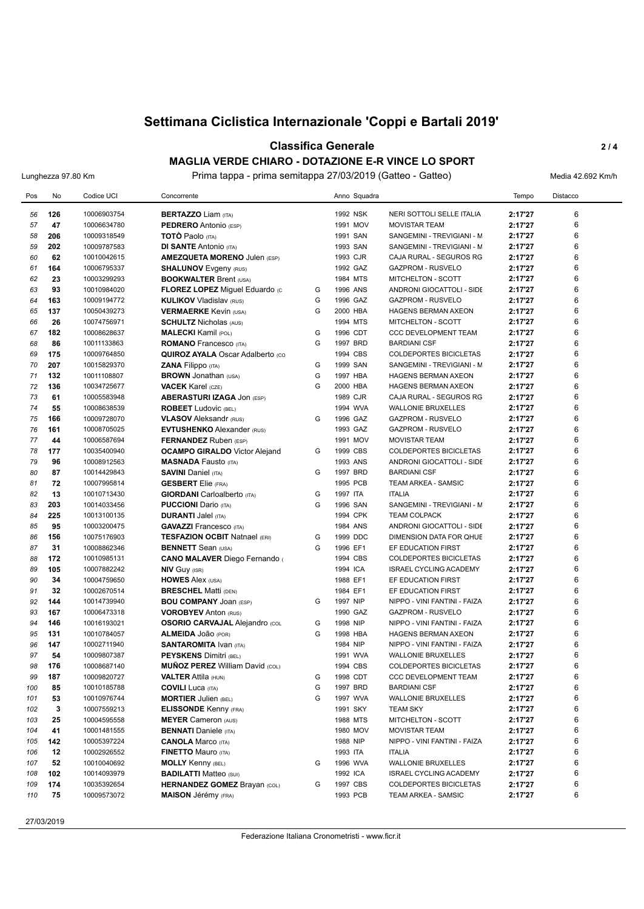# Settimana Ciclistica Internazionale 'Coppi e Bartali 2019'

## Classifica Generale

### MAGLIA VERDE CHIARO - DOTAZIONE E-R VINCE LO SPORT

Lunghezza 97.80 Km — Prima tappa - prima semitappa 27/03/2019 (Gatteo - Gatteo) — Media 42.692 Km/h

| Pos | No | Codice UCI | Concorrente | | Anno | Squadra | | Tempo | Distacco |
|---|---|---|---|---|---|---|---|---|---|
| 56 | 126 | 10006903754 | **BERTAZZO** Liam (ITA) | | 1992 | NSK | NERI SOTTOLI SELLE ITALIA | 2:17'27 | 6 |
| 57 | 47 | 10006634780 | **PEDRERO** Antonio (ESP) | | 1991 | MOV | MOVISTAR TEAM | 2:17'27 | 6 |
| 58 | 206 | 10009318549 | **TOTÒ** Paolo (ITA) | | 1991 | SAN | SANGEMINI - TREVIGIANI - M | 2:17'27 | 6 |
| 59 | 202 | 10009787583 | **DI SANTE** Antonio (ITA) | | 1993 | SAN | SANGEMINI - TREVIGIANI - M | 2:17'27 | 6 |
| 60 | 62 | 10010042615 | **AMEZQUETA MORENO** Julen (ESP) | | 1993 | CJR | CAJA RURAL - SEGUROS RG | 2:17'27 | 6 |
| 61 | 164 | 10006795337 | **SHALUNOV** Evgeny (RUS) | | 1992 | GAZ | GAZPROM - RUSVELO | 2:17'27 | 6 |
| 62 | 23 | 10003299293 | **BOOKWALTER** Brent (USA) | | 1984 | MTS | MITCHELTON - SCOTT | 2:17'27 | 6 |
| 63 | 93 | 10010984020 | **FLOREZ LOPEZ** Miguel Eduardo (C | G | 1996 | ANS | ANDRONI GIOCATTOLI - SIDE | 2:17'27 | 6 |
| 64 | 163 | 10009194772 | **KULIKOV** Vladislav (RUS) | G | 1996 | GAZ | GAZPROM - RUSVELO | 2:17'27 | 6 |
| 65 | 137 | 10050439273 | **VERMAERKE** Kevin (USA) | G | 2000 | HBA | HAGENS BERMAN AXEON | 2:17'27 | 6 |
| 66 | 26 | 10074756971 | **SCHULTZ** Nicholas (AUS) | | 1994 | MTS | MITCHELTON - SCOTT | 2:17'27 | 6 |
| 67 | 182 | 10008628637 | **MALECKI** Kamil (POL) | G | 1996 | CDT | CCC DEVELOPMENT TEAM | 2:17'27 | 6 |
| 68 | 86 | 10011133863 | **ROMANO** Francesco (ITA) | G | 1997 | BRD | BARDIANI CSF | 2:17'27 | 6 |
| 69 | 175 | 10009764850 | **QUIROZ AYALA** Oscar Adalberto (CO | | 1994 | CBS | COLDEPORTES BICICLETAS | 2:17'27 | 6 |
| 70 | 207 | 10015829370 | **ZANA** Filippo (ITA) | G | 1999 | SAN | SANGEMINI - TREVIGIANI - M | 2:17'27 | 6 |
| 71 | 132 | 10011108807 | **BROWN** Jonathan (USA) | G | 1997 | HBA | HAGENS BERMAN AXEON | 2:17'27 | 6 |
| 72 | 136 | 10034725677 | **VACEK** Karel (CZE) | G | 2000 | HBA | HAGENS BERMAN AXEON | 2:17'27 | 6 |
| 73 | 61 | 10005583948 | **ABERASTURI IZAGA** Jon (ESP) | | 1989 | CJR | CAJA RURAL - SEGUROS RG | 2:17'27 | 6 |
| 74 | 55 | 10008638539 | **ROBEET** Ludovic (BEL) | | 1994 | WVA | WALLONIE BRUXELLES | 2:17'27 | 6 |
| 75 | 166 | 10009728070 | **VLASOV** Aleksandr (RUS) | G | 1996 | GAZ | GAZPROM - RUSVELO | 2:17'27 | 6 |
| 76 | 161 | 10008705025 | **EVTUSHENKO** Alexander (RUS) | | 1993 | GAZ | GAZPROM - RUSVELO | 2:17'27 | 6 |
| 77 | 44 | 10006587694 | **FERNANDEZ** Ruben (ESP) | | 1991 | MOV | MOVISTAR TEAM | 2:17'27 | 6 |
| 78 | 177 | 10035400940 | **OCAMPO GIRALDO** Victor Alejand | G | 1999 | CBS | COLDEPORTES BICICLETAS | 2:17'27 | 6 |
| 79 | 96 | 10008912563 | **MASNADA** Fausto (ITA) | | 1993 | ANS | ANDRONI GIOCATTOLI - SIDE | 2:17'27 | 6 |
| 80 | 87 | 10014429843 | **SAVINI** Daniel (ITA) | G | 1997 | BRD | BARDIANI CSF | 2:17'27 | 6 |
| 81 | 72 | 10007995814 | **GESBERT** Elie (FRA) | | 1995 | PCB | TEAM ARKEA - SAMSIC | 2:17'27 | 6 |
| 82 | 13 | 10010713430 | **GIORDANI** Carloalberto (ITA) | G | 1997 | ITA | ITALIA | 2:17'27 | 6 |
| 83 | 203 | 10014033456 | **PUCCIONI** Dario (ITA) | G | 1996 | SAN | SANGEMINI - TREVIGIANI - M | 2:17'27 | 6 |
| 84 | 225 | 10013100135 | **DURANTI** Jalel (ITA) | | 1994 | CPK | TEAM COLPACK | 2:17'27 | 6 |
| 85 | 95 | 10003200475 | **GAVAZZI** Francesco (ITA) | | 1984 | ANS | ANDRONI GIOCATTOLI - SIDE | 2:17'27 | 6 |
| 86 | 156 | 10075176903 | **TESFAZION OCBIT** Natnael (ERI) | G | 1999 | DDC | DIMENSION DATA FOR QHUE | 2:17'27 | 6 |
| 87 | 31 | 10008862346 | **BENNETT** Sean (USA) | G | 1996 | EF1 | EF EDUCATION FIRST | 2:17'27 | 6 |
| 88 | 172 | 10010985131 | **CANO MALAVER** Diego Fernando ( | | 1994 | CBS | COLDEPORTES BICICLETAS | 2:17'27 | 6 |
| 89 | 105 | 10007882242 | **NIV** Guy (ISR) | | 1994 | ICA | ISRAEL CYCLING ACADEMY | 2:17'27 | 6 |
| 90 | 34 | 10004759650 | **HOWES** Alex (USA) | | 1988 | EF1 | EF EDUCATION FIRST | 2:17'27 | 6 |
| 91 | 32 | 10002670514 | **BRESCHEL** Matti (DEN) | | 1984 | EF1 | EF EDUCATION FIRST | 2:17'27 | 6 |
| 92 | 144 | 10014739940 | **BOU COMPANY** Joan (ESP) | G | 1997 | NIP | NIPPO - VINI FANTINI - FAIZA | 2:17'27 | 6 |
| 93 | 167 | 10006473318 | **VOROBYEV** Anton (RUS) | | 1990 | GAZ | GAZPROM - RUSVELO | 2:17'27 | 6 |
| 94 | 146 | 10016193021 | **OSORIO CARVAJAL** Alejandro (COL | G | 1998 | NIP | NIPPO - VINI FANTINI - FAIZA | 2:17'27 | 6 |
| 95 | 131 | 10010784057 | **ALMEIDA** João (POR) | G | 1998 | HBA | HAGENS BERMAN AXEON | 2:17'27 | 6 |
| 96 | 147 | 10002711940 | **SANTAROMITA** Ivan (ITA) | | 1984 | NIP | NIPPO - VINI FANTINI - FAIZA | 2:17'27 | 6 |
| 97 | 54 | 10009807387 | **PEYSKENS** Dimitri (BEL) | | 1991 | WVA | WALLONIE BRUXELLES | 2:17'27 | 6 |
| 98 | 176 | 10008687140 | **MUÑOZ PEREZ** William David (COL) | | 1994 | CBS | COLDEPORTES BICICLETAS | 2:17'27 | 6 |
| 99 | 187 | 10009820727 | **VALTER** Attila (HUN) | G | 1998 | CDT | CCC DEVELOPMENT TEAM | 2:17'27 | 6 |
| 100 | 85 | 10010185788 | **COVILI** Luca (ITA) | G | 1997 | BRD | BARDIANI CSF | 2:17'27 | 6 |
| 101 | 53 | 10010976744 | **MORTIER** Julien (BEL) | G | 1997 | WVA | WALLONIE BRUXELLES | 2:17'27 | 6 |
| 102 | 3 | 10007559213 | **ELISSONDE** Kenny (FRA) | | 1991 | SKY | TEAM SKY | 2:17'27 | 6 |
| 103 | 25 | 10004595558 | **MEYER** Cameron (AUS) | | 1988 | MTS | MITCHELTON - SCOTT | 2:17'27 | 6 |
| 104 | 41 | 10001481555 | **BENNATI** Daniele (ITA) | | 1980 | MOV | MOVISTAR TEAM | 2:17'27 | 6 |
| 105 | 142 | 10005397224 | **CANOLA** Marco (ITA) | | 1988 | NIP | NIPPO - VINI FANTINI - FAIZA | 2:17'27 | 6 |
| 106 | 12 | 10002926552 | **FINETTO** Mauro (ITA) | | 1993 | ITA | ITALIA | 2:17'27 | 6 |
| 107 | 52 | 10010040692 | **MOLLY** Kenny (BEL) | G | 1996 | WVA | WALLONIE BRUXELLES | 2:17'27 | 6 |
| 108 | 102 | 10014093979 | **BADILATTI** Matteo (SUI) | | 1992 | ICA | ISRAEL CYCLING ACADEMY | 2:17'27 | 6 |
| 109 | 174 | 10035392654 | **HERNANDEZ GOMEZ** Brayan (COL) | G | 1997 | CBS | COLDEPORTES BICICLETAS | 2:17'27 | 6 |
| 110 | 75 | 10009573072 | **MAISON** Jérémy (FRA) | | 1993 | PCB | TEAM ARKEA - SAMSIC | 2:17'27 | 6 |

27/03/2019

Federazione Italiana Cronometristi - www.ficr.it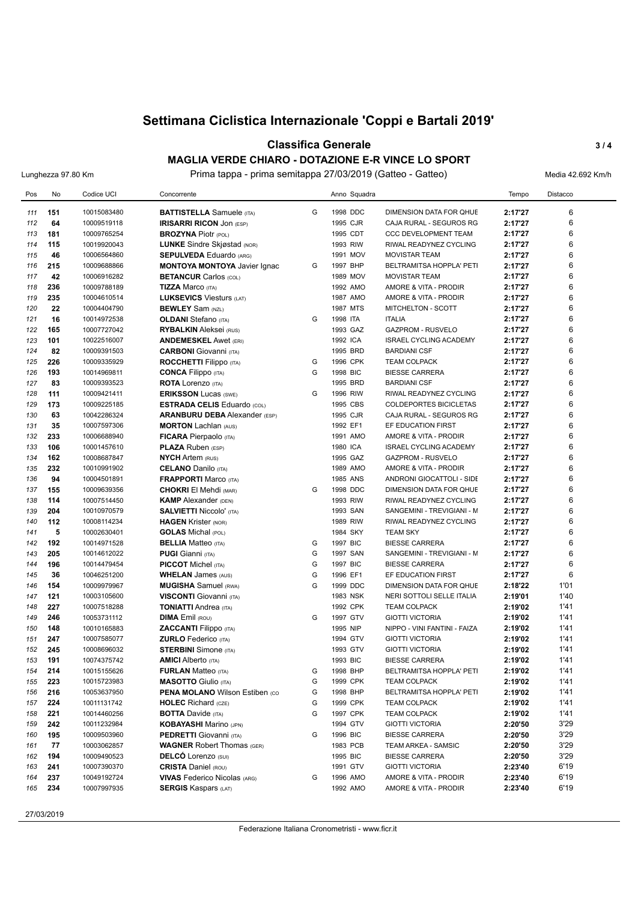# Settimana Ciclistica Internazionale 'Coppi e Bartali 2019'

## Classifica Generale

### MAGLIA VERDE CHIARO - DOTAZIONE E-R VINCE LO SPORT

Lunghezza 97.80 Km — Prima tappa - prima semitappa 27/03/2019 (Gatteo - Gatteo) — Media 42.692 Km/h

| Pos | No | Codice UCI | Concorrente | | Anno | Squadra | | Tempo | Distacco |
|---|---|---|---|---|---|---|---|---|---|
| 111 | 151 | 10015083480 | **BATTISTELLA** Samuele (ITA) | G | 1998 | DDC | DIMENSION DATA FOR QHUE | **2:17'27** | 6 |
| 112 | 64 | 10009519118 | **IRISARRI RICON** Jon (ESP) | | 1995 | CJR | CAJA RURAL - SEGUROS RG | **2:17'27** | 6 |
| 113 | 181 | 10009765254 | **BROZYNA** Piotr (POL) | | 1995 | CDT | CCC DEVELOPMENT TEAM | **2:17'27** | 6 |
| 114 | 115 | 10019920043 | **LUNKE** Sindre Skjøstad (NOR) | | 1993 | RIW | RIWAL READYNEZ CYCLING | **2:17'27** | 6 |
| 115 | 46 | 10006564860 | **SEPULVEDA** Eduardo (ARG) | | 1991 | MOV | MOVISTAR TEAM | **2:17'27** | 6 |
| 116 | 215 | 10009688866 | **MONTOYA MONTOYA** Javier Ignac | G | 1997 | BHP | BELTRAMITSA HOPPLA' PETI | **2:17'27** | 6 |
| 117 | 42 | 10006916282 | **BETANCUR** Carlos (COL) | | 1989 | MOV | MOVISTAR TEAM | **2:17'27** | 6 |
| 118 | 236 | 10009788189 | **TIZZA** Marco (ITA) | | 1992 | AMO | AMORE & VITA - PRODIR | **2:17'27** | 6 |
| 119 | 235 | 10004610514 | **LUKSEVICS** Viesturs (LAT) | | 1987 | AMO | AMORE & VITA - PRODIR | **2:17'27** | 6 |
| 120 | 22 | 10004404790 | **BEWLEY** Sam (NZL) | | 1987 | MTS | MITCHELTON - SCOTT | **2:17'27** | 6 |
| 121 | 16 | 10014972538 | **OLDANI** Stefano (ITA) | G | 1998 | ITA | ITALIA | **2:17'27** | 6 |
| 122 | 165 | 10007727042 | **RYBALKIN** Aleksei (RUS) | | 1993 | GAZ | GAZPROM - RUSVELO | **2:17'27** | 6 |
| 123 | 101 | 10022516007 | **ANDEMESKEL** Awet (ERI) | | 1992 | ICA | ISRAEL CYCLING ACADEMY | **2:17'27** | 6 |
| 124 | 82 | 10009391503 | **CARBONI** Giovanni (ITA) | | 1995 | BRD | BARDIANI CSF | **2:17'27** | 6 |
| 125 | 226 | 10009335929 | **ROCCHETTI** Filippo (ITA) | G | 1996 | CPK | TEAM COLPACK | **2:17'27** | 6 |
| 126 | 193 | 10014969811 | **CONCA** Filippo (ITA) | G | 1998 | BIC | BIESSE CARRERA | **2:17'27** | 6 |
| 127 | 83 | 10009393523 | **ROTA** Lorenzo (ITA) | | 1995 | BRD | BARDIANI CSF | **2:17'27** | 6 |
| 128 | 111 | 10009421411 | **ERIKSSON** Lucas (SWE) | G | 1996 | RIW | RIWAL READYNEZ CYCLING | **2:17'27** | 6 |
| 129 | 173 | 10009225185 | **ESTRADA CELIS** Eduardo (COL) | | 1995 | CBS | COLDEPORTES BICICLETAS | **2:17'27** | 6 |
| 130 | 63 | 10042286324 | **ARANBURU DEBA** Alexander (ESP) | | 1995 | CJR | CAJA RURAL - SEGUROS RG | **2:17'27** | 6 |
| 131 | 35 | 10007597306 | **MORTON** Lachlan (AUS) | | 1992 | EF1 | EF EDUCATION FIRST | **2:17'27** | 6 |
| 132 | 233 | 10006688940 | **FICARA** Pierpaolo (ITA) | | 1991 | AMO | AMORE & VITA - PRODIR | **2:17'27** | 6 |
| 133 | 106 | 10001457610 | **PLAZA** Ruben (ESP) | | 1980 | ICA | ISRAEL CYCLING ACADEMY | **2:17'27** | 6 |
| 134 | 162 | 10008687847 | **NYCH** Artem (RUS) | | 1995 | GAZ | GAZPROM - RUSVELO | **2:17'27** | 6 |
| 135 | 232 | 10010991902 | **CELANO** Danilo (ITA) | | 1989 | AMO | AMORE & VITA - PRODIR | **2:17'27** | 6 |
| 136 | 94 | 10004501891 | **FRAPPORTI** Marco (ITA) | | 1985 | ANS | ANDRONI GIOCATTOLI - SIDE | **2:17'27** | 6 |
| 137 | 155 | 10009639356 | **CHOKRI** El Mehdi (MAR) | G | 1998 | DDC | DIMENSION DATA FOR QHUE | **2:17'27** | 6 |
| 138 | 114 | 10007514450 | **KAMP** Alexander (DEN) | | 1993 | RIW | RIWAL READYNEZ CYCLING | **2:17'27** | 6 |
| 139 | 204 | 10010970579 | **SALVIETTI** Niccolo' (ITA) | | 1993 | SAN | SANGEMINI - TREVIGIANI - M | **2:17'27** | 6 |
| 140 | 112 | 10008114234 | **HAGEN** Krister (NOR) | | 1989 | RIW | RIWAL READYNEZ CYCLING | **2:17'27** | 6 |
| 141 | 5 | 10002630401 | **GOLAS** Michal (POL) | | 1984 | SKY | TEAM SKY | **2:17'27** | 6 |
| 142 | 192 | 10014971528 | **BELLIA** Matteo (ITA) | G | 1997 | BIC | BIESSE CARRERA | **2:17'27** | 6 |
| 143 | 205 | 10014612022 | **PUGI** Gianni (ITA) | G | 1997 | SAN | SANGEMINI - TREVIGIANI - M | **2:17'27** | 6 |
| 144 | 196 | 10014479454 | **PICCOT** Michel (ITA) | G | 1997 | BIC | BIESSE CARRERA | **2:17'27** | 6 |
| 145 | 36 | 10046251200 | **WHELAN** James (AUS) | G | 1996 | EF1 | EF EDUCATION FIRST | **2:17'27** | 6 |
| 146 | 154 | 10009979967 | **MUGISHA** Samuel (RWA) | G | 1999 | DDC | DIMENSION DATA FOR QHUE | **2:18'22** | 1'01 |
| 147 | 121 | 10003105600 | **VISCONTI** Giovanni (ITA) | | 1983 | NSK | NERI SOTTOLI SELLE ITALIA | **2:19'01** | 1'40 |
| 148 | 227 | 10007518288 | **TONIATTI** Andrea (ITA) | | 1992 | CPK | TEAM COLPACK | **2:19'02** | 1'41 |
| 149 | 246 | 10053731112 | **DIMA** Emil (ROU) | G | 1997 | GTV | GIOTTI VICTORIA | **2:19'02** | 1'41 |
| 150 | 148 | 10010165883 | **ZACCANTI** Filippo (ITA) | | 1995 | NIP | NIPPO - VINI FANTINI - FAIZA | **2:19'02** | 1'41 |
| 151 | 247 | 10007585077 | **ZURLO** Federico (ITA) | | 1994 | GTV | GIOTTI VICTORIA | **2:19'02** | 1'41 |
| 152 | 245 | 10008696032 | **STERBINI** Simone (ITA) | | 1993 | GTV | GIOTTI VICTORIA | **2:19'02** | 1'41 |
| 153 | 191 | 10074375742 | **AMICI** Alberto (ITA) | | 1993 | BIC | BIESSE CARRERA | **2:19'02** | 1'41 |
| 154 | 214 | 10015155626 | **FURLAN** Matteo (ITA) | G | 1998 | BHP | BELTRAMITSA HOPPLA' PETI | **2:19'02** | 1'41 |
| 155 | 223 | 10015723983 | **MASOTTO** Giulio (ITA) | G | 1999 | CPK | TEAM COLPACK | **2:19'02** | 1'41 |
| 156 | 216 | 10053637950 | **PENA MOLANO** Wilson Estiben (CO | G | 1998 | BHP | BELTRAMITSA HOPPLA' PETI | **2:19'02** | 1'41 |
| 157 | 224 | 10011131742 | **HOLEC** Richard (CZE) | G | 1999 | CPK | TEAM COLPACK | **2:19'02** | 1'41 |
| 158 | 221 | 10014460256 | **BOTTA** Davide (ITA) | G | 1997 | CPK | TEAM COLPACK | **2:19'02** | 1'41 |
| 159 | 242 | 10011232984 | **KOBAYASHI** Marino (JPN) | | 1994 | GTV | GIOTTI VICTORIA | **2:20'50** | 3'29 |
| 160 | 195 | 10009503960 | **PEDRETTI** Giovanni (ITA) | G | 1996 | BIC | BIESSE CARRERA | **2:20'50** | 3'29 |
| 161 | 77 | 10003062857 | **WAGNER** Robert Thomas (GER) | | 1983 | PCB | TEAM ARKEA - SAMSIC | **2:20'50** | 3'29 |
| 162 | 194 | 10009490523 | **DELCÒ** Lorenzo (SUI) | | 1995 | BIC | BIESSE CARRERA | **2:20'50** | 3'29 |
| 163 | 241 | 10007390370 | **CRISTA** Daniel (ROU) | | 1991 | GTV | GIOTTI VICTORIA | **2:23'40** | 6'19 |
| 164 | 237 | 10049192724 | **VIVAS** Federico Nicolas (ARG) | G | 1996 | AMO | AMORE & VITA - PRODIR | **2:23'40** | 6'19 |
| 165 | 234 | 10007997935 | **SERGIS** Kaspars (LAT) | | 1992 | AMO | AMORE & VITA - PRODIR | **2:23'40** | 6'19 |

27/03/2019

Federazione Italiana Cronometristi - www.ficr.it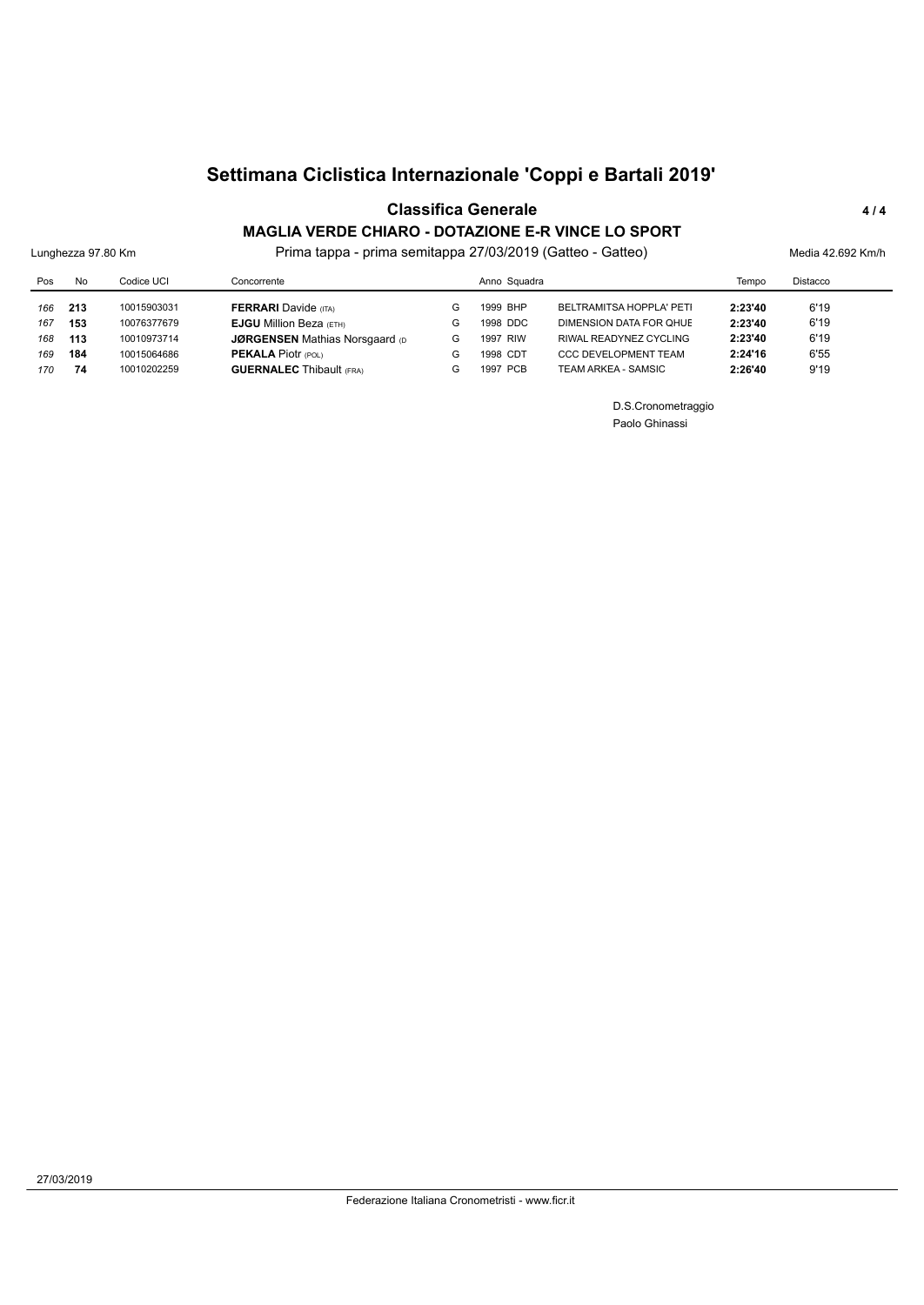# Settimana Ciclistica Internazionale 'Coppi e Bartali 2019'

## Classifica Generale

### MAGLIA VERDE CHIARO - DOTAZIONE E-R VINCE LO SPORT

Lunghezza 97.80 Km — Prima tappa - prima semitappa 27/03/2019 (Gatteo - Gatteo) — Media 42.692 Km/h

| Pos | No | Codice UCI | Concorrente | | Anno | Squadra | | Tempo | Distacco |
|---|---|---|---|---|---|---|---|---|---|
| *166* | **213** | 10015903031 | **FERRARI** Davide (ITA) | G | 1999 | BHP | BELTRAMITSA HOPPLA' PETI | **2:23'40** | 6'19 |
| *167* | **153** | 10076377679 | **EJGU** Million Beza (ETH) | G | 1998 | DDC | DIMENSION DATA FOR QHUE | **2:23'40** | 6'19 |
| *168* | **113** | 10010973714 | **JØRGENSEN** Mathias Norsgaard (D | G | 1997 | RIW | RIWAL READYNEZ CYCLING | **2:23'40** | 6'19 |
| *169* | **184** | 10015064686 | **PEKALA** Piotr (POL) | G | 1998 | CDT | CCC DEVELOPMENT TEAM | **2:24'16** | 6'55 |
| *170* | **74** | 10010202259 | **GUERNALEC** Thibault (FRA) | G | 1997 | PCB | TEAM ARKEA - SAMSIC | **2:26'40** | 9'19 |

D.S.Cronometraggio
Paolo Ghinassi

27/03/2019

Federazione Italiana Cronometristi - www.ficr.it